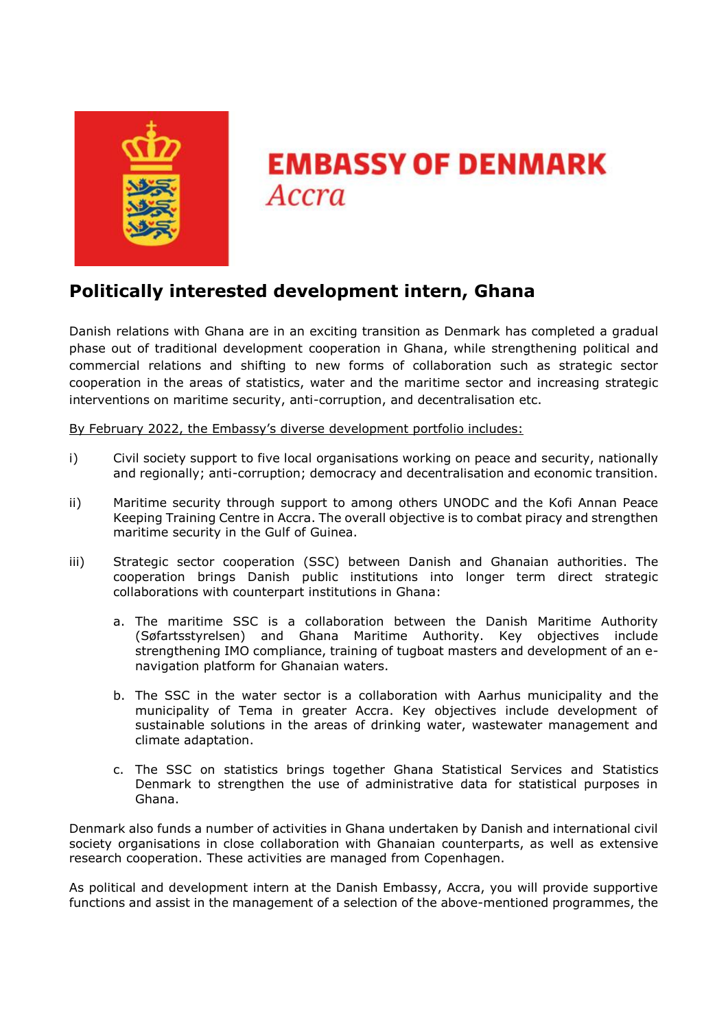**EMBASSY OF DENMARK**
*Accra*

# Politically interested development intern, Ghana

Danish relations with Ghana are in an exciting transition as Denmark has completed a gradual phase out of traditional development cooperation in Ghana, while strengthening political and commercial relations and shifting to new forms of collaboration such as strategic sector cooperation in the areas of statistics, water and the maritime sector and increasing strategic interventions on maritime security, anti-corruption, and decentralisation etc.

<u>By February 2022, the Embassy's diverse development portfolio includes:</u>

i) Civil society support to five local organisations working on peace and security, nationally and regionally; anti-corruption; democracy and decentralisation and economic transition.

ii) Maritime security through support to among others UNODC and the Kofi Annan Peace Keeping Training Centre in Accra. The overall objective is to combat piracy and strengthen maritime security in the Gulf of Guinea.

iii) Strategic sector cooperation (SSC) between Danish and Ghanaian authorities. The cooperation brings Danish public institutions into longer term direct strategic collaborations with counterpart institutions in Ghana:

   a. The maritime SSC is a collaboration between the Danish Maritime Authority (Søfartsstyrelsen) and Ghana Maritime Authority. Key objectives include strengthening IMO compliance, training of tugboat masters and development of an e-navigation platform for Ghanaian waters.

   b. The SSC in the water sector is a collaboration with Aarhus municipality and the municipality of Tema in greater Accra. Key objectives include development of sustainable solutions in the areas of drinking water, wastewater management and climate adaptation.

   c. The SSC on statistics brings together Ghana Statistical Services and Statistics Denmark to strengthen the use of administrative data for statistical purposes in Ghana.

Denmark also funds a number of activities in Ghana undertaken by Danish and international civil society organisations in close collaboration with Ghanaian counterparts, as well as extensive research cooperation. These activities are managed from Copenhagen.

As political and development intern at the Danish Embassy, Accra, you will provide supportive functions and assist in the management of a selection of the above-mentioned programmes, the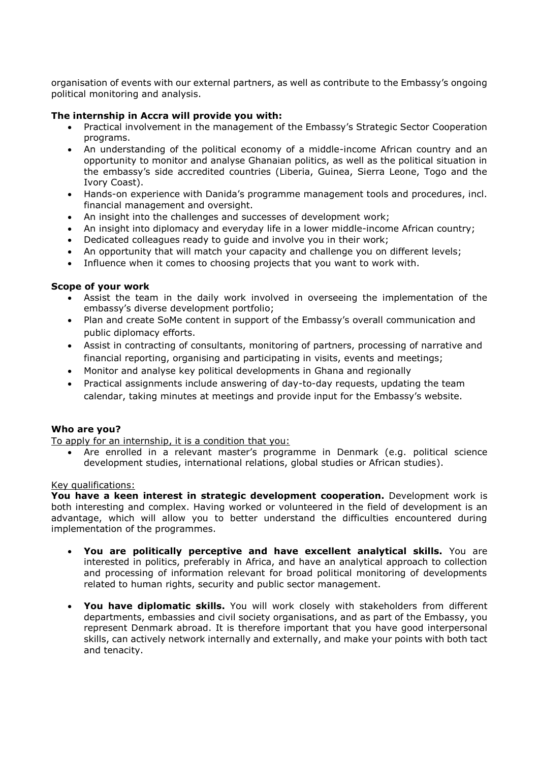organisation of events with our external partners, as well as contribute to the Embassy's ongoing political monitoring and analysis.

**The internship in Accra will provide you with:**

- Practical involvement in the management of the Embassy's Strategic Sector Cooperation programs.
- An understanding of the political economy of a middle-income African country and an opportunity to monitor and analyse Ghanaian politics, as well as the political situation in the embassy's side accredited countries (Liberia, Guinea, Sierra Leone, Togo and the Ivory Coast).
- Hands-on experience with Danida's programme management tools and procedures, incl. financial management and oversight.
- An insight into the challenges and successes of development work;
- An insight into diplomacy and everyday life in a lower middle-income African country;
- Dedicated colleagues ready to guide and involve you in their work;
- An opportunity that will match your capacity and challenge you on different levels;
- Influence when it comes to choosing projects that you want to work with.

**Scope of your work**

- Assist the team in the daily work involved in overseeing the implementation of the embassy's diverse development portfolio;
- Plan and create SoMe content in support of the Embassy's overall communication and public diplomacy efforts.
- Assist in contracting of consultants, monitoring of partners, processing of narrative and financial reporting, organising and participating in visits, events and meetings;
- Monitor and analyse key political developments in Ghana and regionally
- Practical assignments include answering of day-to-day requests, updating the team calendar, taking minutes at meetings and provide input for the Embassy's website.

**Who are you?**

To apply for an internship, it is a condition that you:

- Are enrolled in a relevant master's programme in Denmark (e.g. political science development studies, international relations, global studies or African studies).

Key qualifications:

**You have a keen interest in strategic development cooperation.** Development work is both interesting and complex. Having worked or volunteered in the field of development is an advantage, which will allow you to better understand the difficulties encountered during implementation of the programmes.

- **You are politically perceptive and have excellent analytical skills.** You are interested in politics, preferably in Africa, and have an analytical approach to collection and processing of information relevant for broad political monitoring of developments related to human rights, security and public sector management.

- **You have diplomatic skills.** You will work closely with stakeholders from different departments, embassies and civil society organisations, and as part of the Embassy, you represent Denmark abroad. It is therefore important that you have good interpersonal skills, can actively network internally and externally, and make your points with both tact and tenacity.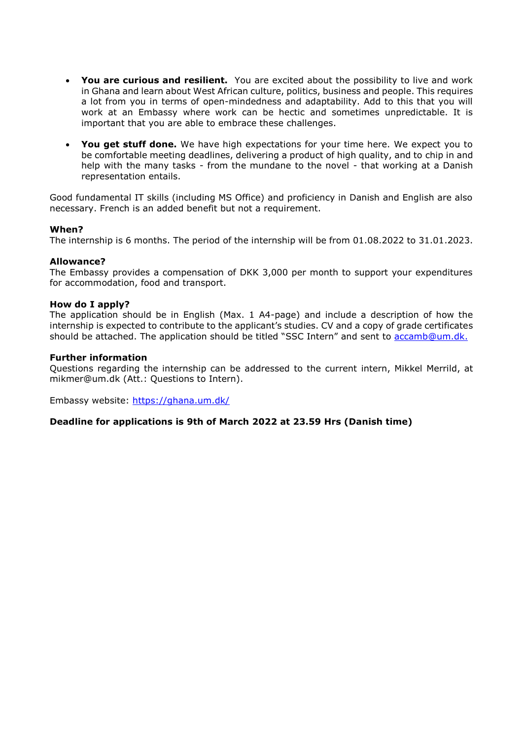- **You are curious and resilient.** You are excited about the possibility to live and work in Ghana and learn about West African culture, politics, business and people. This requires a lot from you in terms of open-mindedness and adaptability. Add to this that you will work at an Embassy where work can be hectic and sometimes unpredictable. It is important that you are able to embrace these challenges.

- **You get stuff done.** We have high expectations for your time here. We expect you to be comfortable meeting deadlines, delivering a product of high quality, and to chip in and help with the many tasks - from the mundane to the novel - that working at a Danish representation entails.

Good fundamental IT skills (including MS Office) and proficiency in Danish and English are also necessary. French is an added benefit but not a requirement.

**When?**
The internship is 6 months. The period of the internship will be from 01.08.2022 to 31.01.2023.

**Allowance?**
The Embassy provides a compensation of DKK 3,000 per month to support your expenditures for accommodation, food and transport.

**How do I apply?**
The application should be in English (Max. 1 A4-page) and include a description of how the internship is expected to contribute to the applicant's studies. CV and a copy of grade certificates should be attached. The application should be titled "SSC Intern" and sent to accamb@um.dk.

**Further information**
Questions regarding the internship can be addressed to the current intern, Mikkel Merrild, at mikmer@um.dk (Att.: Questions to Intern).

Embassy website: https://ghana.um.dk/

**Deadline for applications is 9th of March 2022 at 23.59 Hrs (Danish time)**